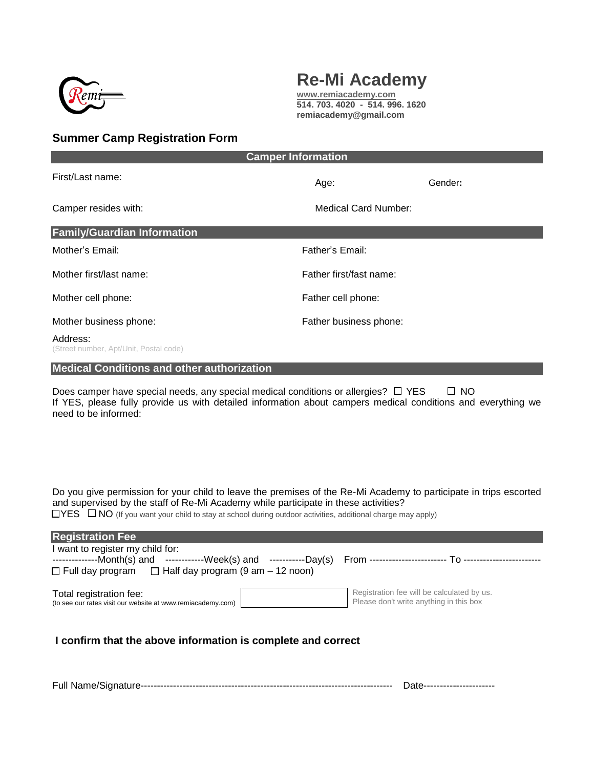# Re-Mi Academy

**www.remiacademy.com**
**514. 703. 4020 - 514. 996. 1620**
**remiacademy@gmail.com**

## Summer Camp Registration Form

### Camper Information

First/Last name:

Age: Gender**:**

Camper resides with:

Medical Card Number:

### Family/Guardian Information

Mother's Email:

Father's Email:

Mother first/last name:

Father first/fast name:

Mother cell phone:

Father cell phone:

Mother business phone:

Father business phone:

Address:
(Street number, Apt/Unit, Postal code)

### Medical Conditions and other authorization

Does camper have special needs, any special medical conditions or allergies? ☐ YES ☐ NO
If YES, please fully provide us with detailed information about campers medical conditions and everything we need to be informed:

Do you give permission for your child to leave the premises of the Re-Mi Academy to participate in trips escorted and supervised by the staff of Re-Mi Academy while participate in these activities?
☐YES ☐ NO (If you want your child to stay at school during outdoor activities, additional charge may apply)

### Registration Fee

I want to register my child for:
--------------Month(s) and ------------Week(s) and -----------Day(s) From ------------------------ To ------------------------
☐ Full day program ☐ Half day program (9 am – 12 noon)

Total registration fee:
(to see our rates visit our website at www.remiacademy.com)

Registration fee will be calculated by us.
Please don't write anything in this box

**I confirm that the above information is complete and correct**

Full Name/Signature------------------------------------------------------------------------------ Date----------------------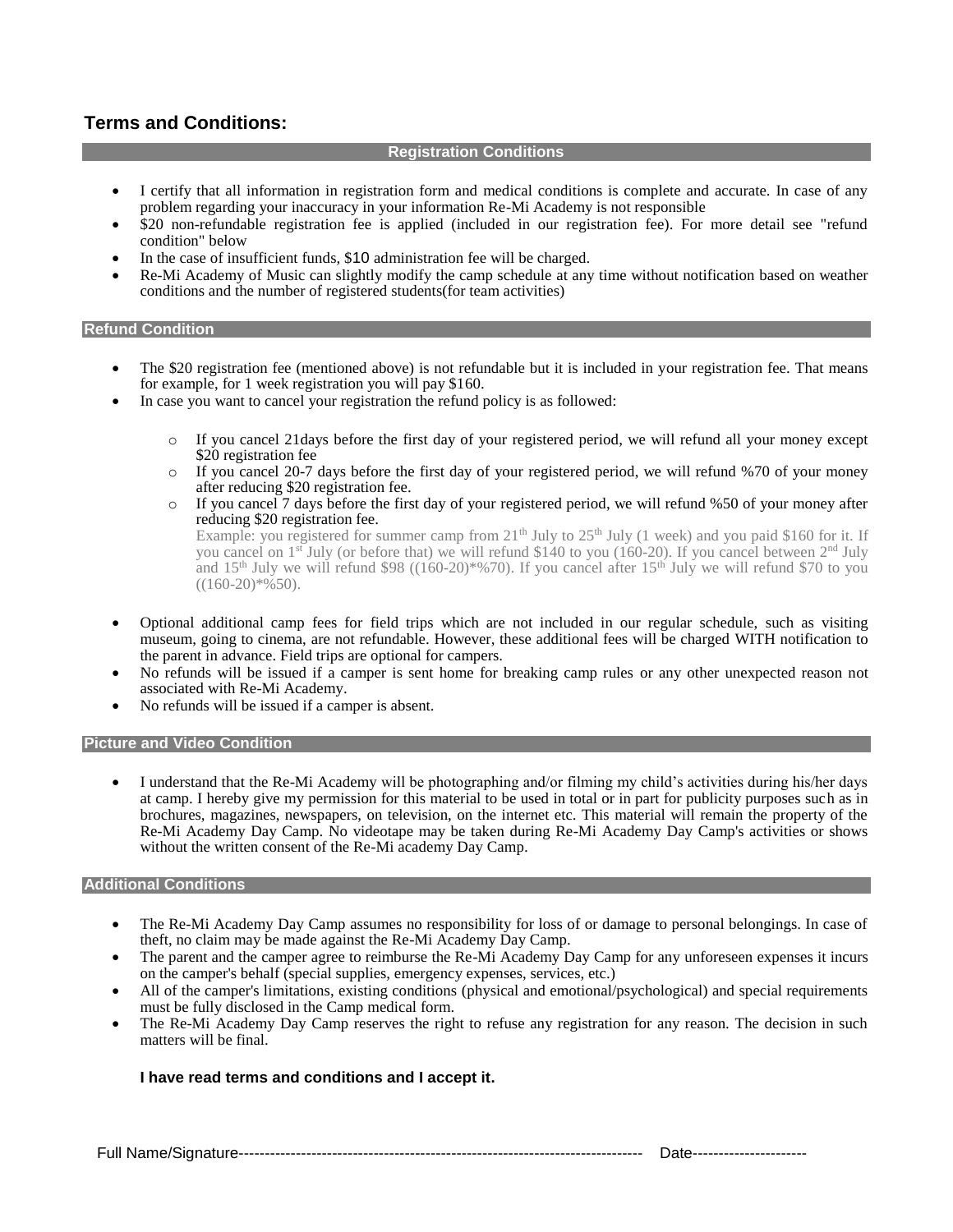## Terms and Conditions:

### Registration Conditions

- I certify that all information in registration form and medical conditions is complete and accurate. In case of any problem regarding your inaccuracy in your information Re-Mi Academy is not responsible
- $20 non-refundable registration fee is applied (included in our registration fee). For more detail see "refund condition" below
- In the case of insufficient funds, $10 administration fee will be charged.
- Re-Mi Academy of Music can slightly modify the camp schedule at any time without notification based on weather conditions and the number of registered students(for team activities)

### Refund Condition

- The $20 registration fee (mentioned above) is not refundable but it is included in your registration fee. That means for example, for 1 week registration you will pay $160.
- In case you want to cancel your registration the refund policy is as followed:
  - If you cancel 21days before the first day of your registered period, we will refund all your money except $20 registration fee
  - If you cancel 20-7 days before the first day of your registered period, we will refund %70 of your money after reducing $20 registration fee.
  - If you cancel 7 days before the first day of your registered period, we will refund %50 of your money after reducing $20 registration fee.

    Example: you registered for summer camp from 21th July to 25th July (1 week) and you paid $160 for it. If you cancel on 1st July (or before that) we will refund $140 to you (160-20). If you cancel between 2nd July and 15th July we will refund $98 ((160-20)*%70). If you cancel after 15th July we will refund $70 to you ((160-20)*%50).
- Optional additional camp fees for field trips which are not included in our regular schedule, such as visiting museum, going to cinema, are not refundable. However, these additional fees will be charged WITH notification to the parent in advance. Field trips are optional for campers.
- No refunds will be issued if a camper is sent home for breaking camp rules or any other unexpected reason not associated with Re-Mi Academy.
- No refunds will be issued if a camper is absent.

### Picture and Video Condition

- I understand that the Re-Mi Academy will be photographing and/or filming my child's activities during his/her days at camp. I hereby give my permission for this material to be used in total or in part for publicity purposes such as in brochures, magazines, newspapers, on television, on the internet etc. This material will remain the property of the Re-Mi Academy Day Camp. No videotape may be taken during Re-Mi Academy Day Camp's activities or shows without the written consent of the Re-Mi academy Day Camp.

### Additional Conditions

- The Re-Mi Academy Day Camp assumes no responsibility for loss of or damage to personal belongings. In case of theft, no claim may be made against the Re-Mi Academy Day Camp.
- The parent and the camper agree to reimburse the Re-Mi Academy Day Camp for any unforeseen expenses it incurs on the camper's behalf (special supplies, emergency expenses, services, etc.)
- All of the camper's limitations, existing conditions (physical and emotional/psychological) and special requirements must be fully disclosed in the Camp medical form.
- The Re-Mi Academy Day Camp reserves the right to refuse any registration for any reason. The decision in such matters will be final.

**I have read terms and conditions and I accept it.**

Full Name/Signature----------------------------------------------------------------------------- Date---------------------